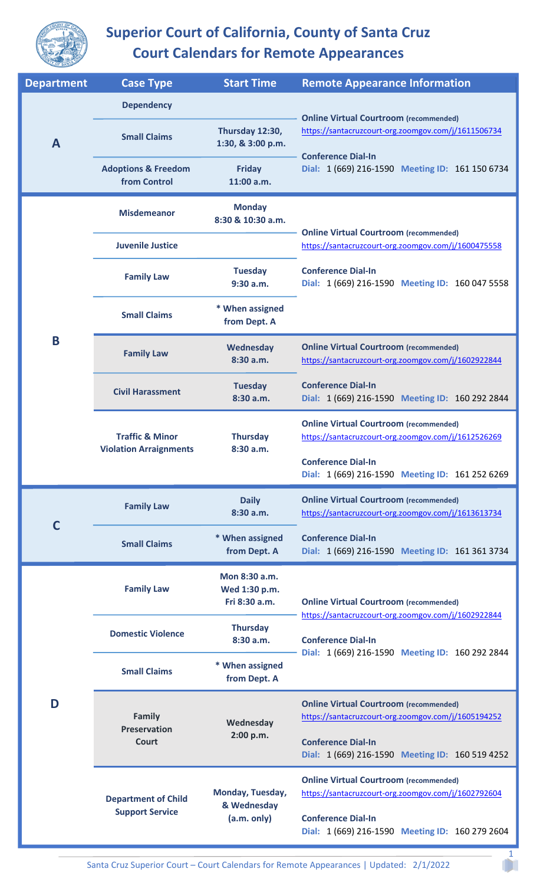# Superior Court of California, County of Santa Cruz
## Court Calendars for Remote Appearances

| Department | Case Type | Start Time | Remote Appearance Information |
|---|---|---|---|
| A | Dependency | | **Online Virtual Courtroom** (recommended) https://santacruzcourt-org.zoomgov.com/j/1611506734 **Conference Dial-In** Dial: 1 (669) 216-1590 Meeting ID: 161 150 6734 |
| | Small Claims | Thursday 12:30, 1:30, & 3:00 p.m. | |
| | Adoptions & Freedom from Control | Friday 11:00 a.m. | |
| B | Misdemeanor | Monday 8:30 & 10:30 a.m. | **Online Virtual Courtroom** (recommended) https://santacruzcourt-org.zoomgov.com/j/1600475558 **Conference Dial-In** Dial: 1 (669) 216-1590 Meeting ID: 160 047 5558 |
| | Juvenile Justice | | |
| | Family Law | Tuesday 9:30 a.m. | |
| | Small Claims | * When assigned from Dept. A | |
| | Family Law | Wednesday 8:30 a.m. | **Online Virtual Courtroom** (recommended) https://santacruzcourt-org.zoomgov.com/j/1602922844 **Conference Dial-In** Dial: 1 (669) 216-1590 Meeting ID: 160 292 2844 |
| | Civil Harassment | Tuesday 8:30 a.m. | |
| | Traffic & Minor Violation Arraignments | Thursday 8:30 a.m. | **Online Virtual Courtroom** (recommended) https://santacruzcourt-org.zoomgov.com/j/1612526269 **Conference Dial-In** Dial: 1 (669) 216-1590 Meeting ID: 161 252 6269 |
| C | Family Law | Daily 8:30 a.m. | **Online Virtual Courtroom** (recommended) https://santacruzcourt-org.zoomgov.com/j/1613613734 **Conference Dial-In** Dial: 1 (669) 216-1590 Meeting ID: 161 361 3734 |
| | Small Claims | * When assigned from Dept. A | |
| D | Family Law | Mon 8:30 a.m. Wed 1:30 p.m. Fri 8:30 a.m. | **Online Virtual Courtroom** (recommended) https://santacruzcourt-org.zoomgov.com/j/1602922844 **Conference Dial-In** Dial: 1 (669) 216-1590 Meeting ID: 160 292 2844 |
| | Domestic Violence | Thursday 8:30 a.m. | |
| | Small Claims | * When assigned from Dept. A | |
| | Family Preservation Court | Wednesday 2:00 p.m. | **Online Virtual Courtroom** (recommended) https://santacruzcourt-org.zoomgov.com/j/1605194252 **Conference Dial-In** Dial: 1 (669) 216-1590 Meeting ID: 160 519 4252 |
| | Department of Child Support Service | Monday, Tuesday, & Wednesday (a.m. only) | **Online Virtual Courtroom** (recommended) https://santacruzcourt-org.zoomgov.com/j/1602792604 **Conference Dial-In** Dial: 1 (669) 216-1590 Meeting ID: 160 279 2604 |

Santa Cruz Superior Court – Court Calendars for Remote Appearances | Updated: 2/1/2022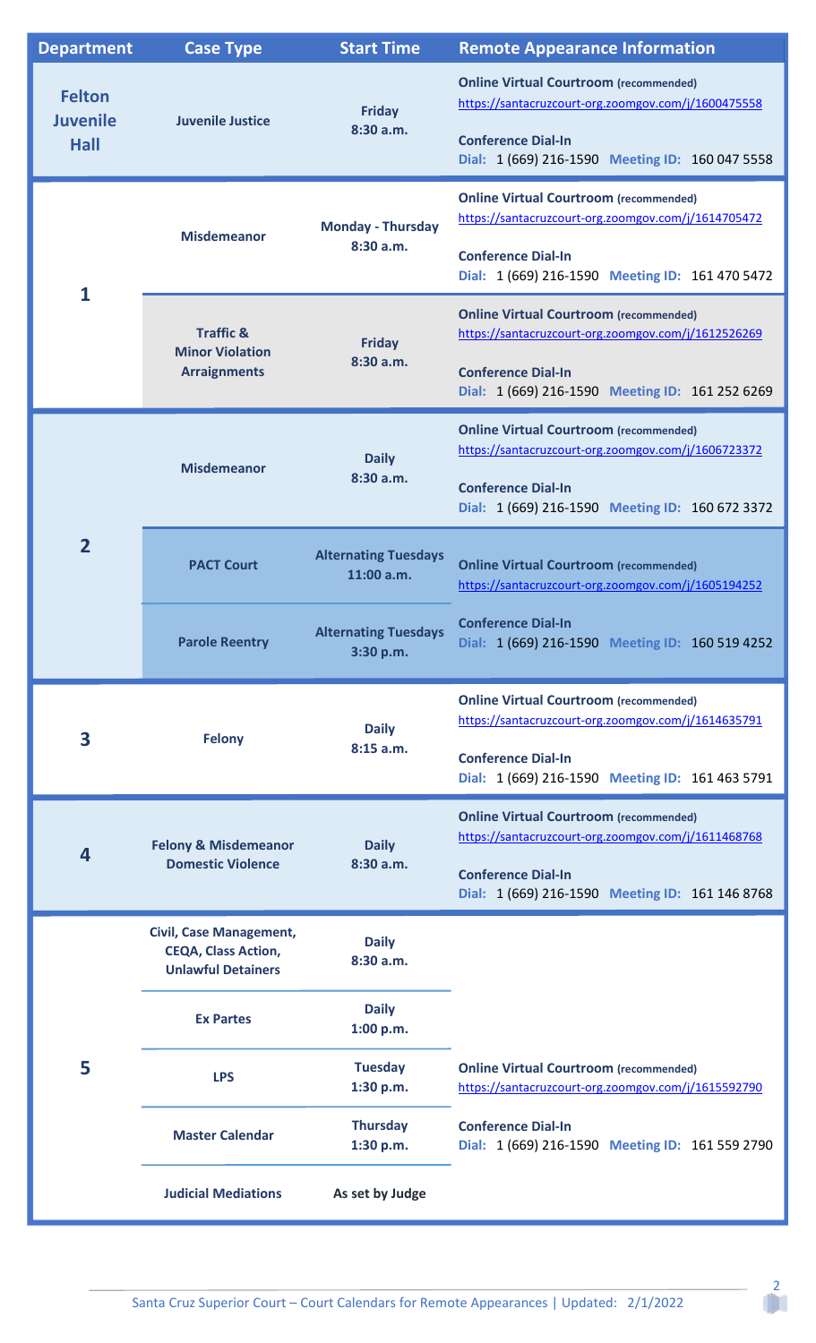| Department | Case Type | Start Time | Remote Appearance Information |
|---|---|---|---|
| **Felton Juvenile Hall** | **Juvenile Justice** | **Friday 8:30 a.m.** | **Online Virtual Courtroom** (recommended) https://santacruzcourt-org.zoomgov.com/j/1600475558 **Conference Dial-In** Dial: 1 (669) 216-1590 Meeting ID: 160 047 5558 |
| **1** | **Misdemeanor** | **Monday - Thursday 8:30 a.m.** | **Online Virtual Courtroom** (recommended) https://santacruzcourt-org.zoomgov.com/j/1614705472 **Conference Dial-In** Dial: 1 (669) 216-1590 Meeting ID: 161 470 5472 |
| | **Traffic & Minor Violation Arraignments** | **Friday 8:30 a.m.** | **Online Virtual Courtroom** (recommended) https://santacruzcourt-org.zoomgov.com/j/1612526269 **Conference Dial-In** Dial: 1 (669) 216-1590 Meeting ID: 161 252 6269 |
| **2** | **Misdemeanor** | **Daily 8:30 a.m.** | **Online Virtual Courtroom** (recommended) https://santacruzcourt-org.zoomgov.com/j/1606723372 **Conference Dial-In** Dial: 1 (669) 216-1590 Meeting ID: 160 672 3372 |
| | **PACT Court** | **Alternating Tuesdays 11:00 a.m.** | **Online Virtual Courtroom** (recommended) https://santacruzcourt-org.zoomgov.com/j/1605194252 **Conference Dial-In** Dial: 1 (669) 216-1590 Meeting ID: 160 519 4252 |
| | **Parole Reentry** | **Alternating Tuesdays 3:30 p.m.** | |
| **3** | **Felony** | **Daily 8:15 a.m.** | **Online Virtual Courtroom** (recommended) https://santacruzcourt-org.zoomgov.com/j/1614635791 **Conference Dial-In** Dial: 1 (669) 216-1590 Meeting ID: 161 463 5791 |
| **4** | **Felony & Misdemeanor Domestic Violence** | **Daily 8:30 a.m.** | **Online Virtual Courtroom** (recommended) https://santacruzcourt-org.zoomgov.com/j/1611468768 **Conference Dial-In** Dial: 1 (669) 216-1590 Meeting ID: 161 146 8768 |
| **5** | **Civil, Case Management, CEQA, Class Action, Unlawful Detainers** | **Daily 8:30 a.m.** | **Online Virtual Courtroom** (recommended) https://santacruzcourt-org.zoomgov.com/j/1615592790 **Conference Dial-In** Dial: 1 (669) 216-1590 Meeting ID: 161 559 2790 |
| | **Ex Partes** | **Daily 1:00 p.m.** | |
| | **LPS** | **Tuesday 1:30 p.m.** | |
| | **Master Calendar** | **Thursday 1:30 p.m.** | |
| | **Judicial Mediations** | **As set by Judge** | |

Santa Cruz Superior Court – Court Calendars for Remote Appearances | Updated: 2/1/2022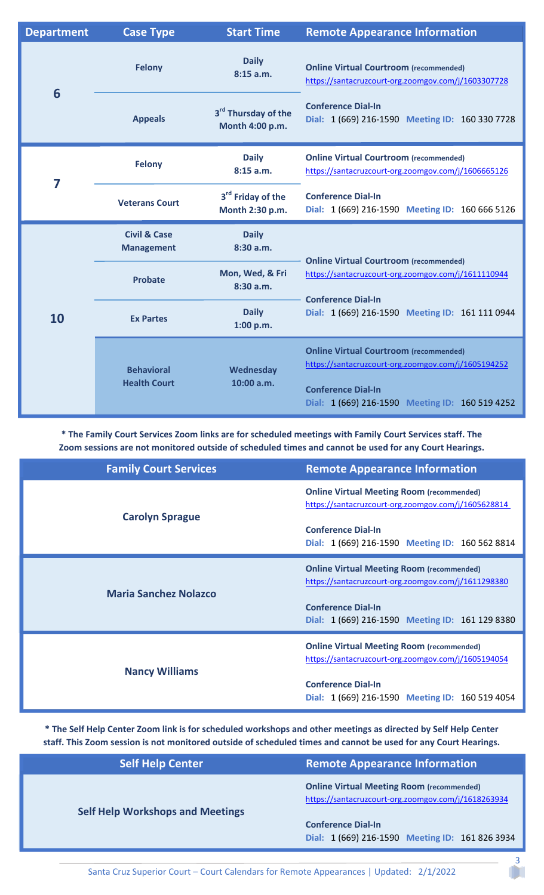| Department | Case Type | Start Time | Remote Appearance Information |
| --- | --- | --- | --- |
| 6 | Felony | Daily 8:15 a.m. | **Online Virtual Courtroom** (recommended) https://santacruzcourt-org.zoomgov.com/j/1603307728 **Conference Dial-In** Dial: 1 (669) 216-1590 Meeting ID: 160 330 7728 |
| | Appeals | 3rd Thursday of the Month 4:00 p.m. | |
| 7 | Felony | Daily 8:15 a.m. | **Online Virtual Courtroom** (recommended) https://santacruzcourt-org.zoomgov.com/j/1606665126 **Conference Dial-In** Dial: 1 (669) 216-1590 Meeting ID: 160 666 5126 |
| | Veterans Court | 3rd Friday of the Month 2:30 p.m. | |
| 10 | Civil & Case Management | Daily 8:30 a.m. | **Online Virtual Courtroom** (recommended) https://santacruzcourt-org.zoomgov.com/j/1611110944 **Conference Dial-In** Dial: 1 (669) 216-1590 Meeting ID: 161 111 0944 |
| | Probate | Mon, Wed, & Fri 8:30 a.m. | |
| | Ex Partes | Daily 1:00 p.m. | |
| | Behavioral Health Court | Wednesday 10:00 a.m. | **Online Virtual Courtroom** (recommended) https://santacruzcourt-org.zoomgov.com/j/1605194252 **Conference Dial-In** Dial: 1 (669) 216-1590 Meeting ID: 160 519 4252 |

**\* The Family Court Services Zoom links are for scheduled meetings with Family Court Services staff. The Zoom sessions are not monitored outside of scheduled times and cannot be used for any Court Hearings.**

| Family Court Services | Remote Appearance Information |
| --- | --- |
| Carolyn Sprague | **Online Virtual Meeting Room** (recommended) https://santacruzcourt-org.zoomgov.com/j/1605628814 **Conference Dial-In** Dial: 1 (669) 216-1590 Meeting ID: 160 562 8814 |
| Maria Sanchez Nolazco | **Online Virtual Meeting Room** (recommended) https://santacruzcourt-org.zoomgov.com/j/1611298380 **Conference Dial-In** Dial: 1 (669) 216-1590 Meeting ID: 161 129 8380 |
| Nancy Williams | **Online Virtual Meeting Room** (recommended) https://santacruzcourt-org.zoomgov.com/j/1605194054 **Conference Dial-In** Dial: 1 (669) 216-1590 Meeting ID: 160 519 4054 |

**\* The Self Help Center Zoom link is for scheduled workshops and other meetings as directed by Self Help Center staff. This Zoom session is not monitored outside of scheduled times and cannot be used for any Court Hearings.**

| Self Help Center | Remote Appearance Information |
| --- | --- |
| Self Help Workshops and Meetings | **Online Virtual Meeting Room** (recommended) https://santacruzcourt-org.zoomgov.com/j/1618263934 **Conference Dial-In** Dial: 1 (669) 216-1590 Meeting ID: 161 826 3934 |